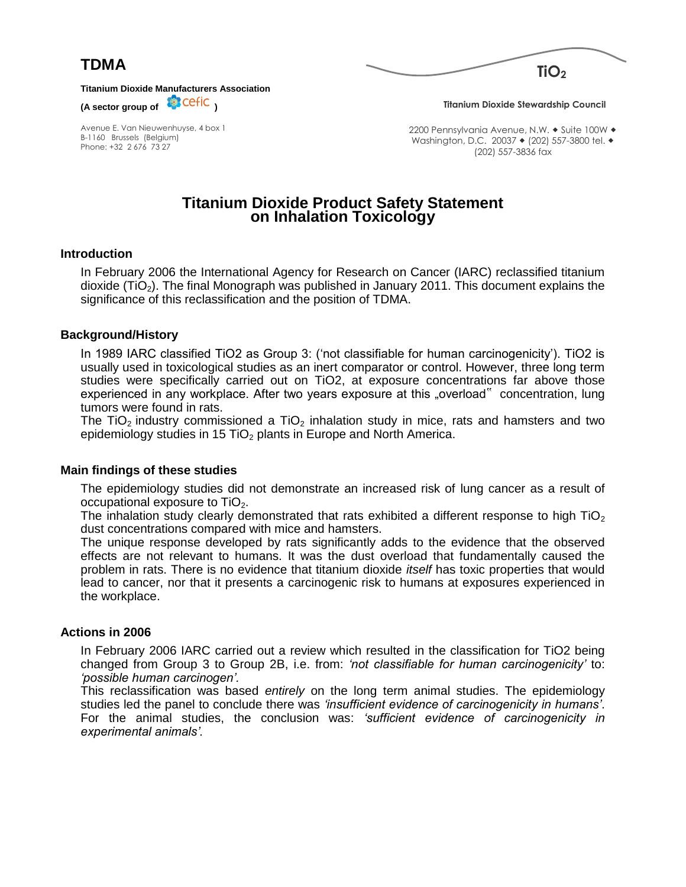**TDMA**

**Titanium Dioxide Manufacturers Association**

**(A sector group of cefic )**

Avenue E. Van Nieuwenhuyse, 4 box 1
B-1160 Brussels (Belgium)
Phone: +32 2 676 73 27

**$TiO_2$**

**Titanium Dioxide Stewardship Council**

2200 Pennsylvania Avenue, N.W. ◆ Suite 100W ◆
Washington, D.C. 20037 ◆ (202) 557-3800 tel. ◆
(202) 557-3836 fax

# Titanium Dioxide Product Safety Statement on Inhalation Toxicology

## Introduction

In February 2006 the International Agency for Research on Cancer (IARC) reclassified titanium dioxide ($TiO_2$). The final Monograph was published in January 2011. This document explains the significance of this reclassification and the position of TDMA.

## Background/History

In 1989 IARC classified TiO2 as Group 3: ('not classifiable for human carcinogenicity'). TiO2 is usually used in toxicological studies as an inert comparator or control. However, three long term studies were specifically carried out on TiO2, at exposure concentrations far above those experienced in any workplace. After two years exposure at this „overload" concentration, lung tumors were found in rats.

The $TiO_2$ industry commissioned a $TiO_2$ inhalation study in mice, rats and hamsters and two epidemiology studies in 15 $TiO_2$ plants in Europe and North America.

## Main findings of these studies

The epidemiology studies did not demonstrate an increased risk of lung cancer as a result of occupational exposure to $TiO_2$.

The inhalation study clearly demonstrated that rats exhibited a different response to high $TiO_2$ dust concentrations compared with mice and hamsters.

The unique response developed by rats significantly adds to the evidence that the observed effects are not relevant to humans. It was the dust overload that fundamentally caused the problem in rats. There is no evidence that titanium dioxide *itself* has toxic properties that would lead to cancer, nor that it presents a carcinogenic risk to humans at exposures experienced in the workplace.

## Actions in 2006

In February 2006 IARC carried out a review which resulted in the classification for TiO2 being changed from Group 3 to Group 2B, i.e. from: *'not classifiable for human carcinogenicity'* to: *'possible human carcinogen'.*

This reclassification was based *entirely* on the long term animal studies. The epidemiology studies led the panel to conclude there was *'insufficient evidence of carcinogenicity in humans'*. For the animal studies, the conclusion was: *'sufficient evidence of carcinogenicity in experimental animals'.*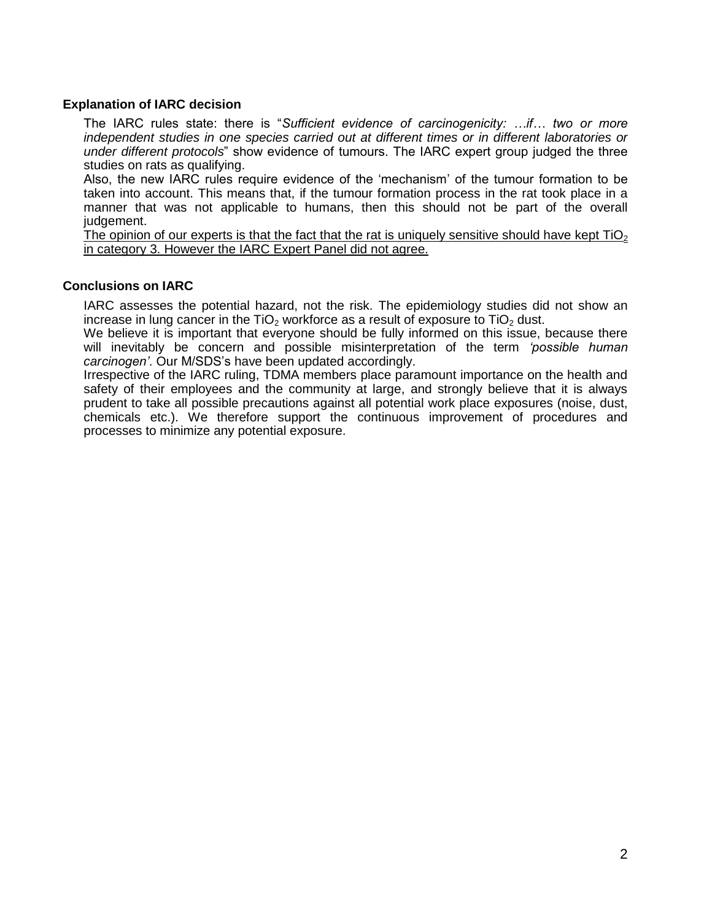**Explanation of IARC decision**

The IARC rules state: there is "*Sufficient evidence of carcinogenicity: …if… two or more independent studies in one species carried out at different times or in different laboratories or under different protocols*" show evidence of tumours. The IARC expert group judged the three studies on rats as qualifying.

Also, the new IARC rules require evidence of the 'mechanism' of the tumour formation to be taken into account. This means that, if the tumour formation process in the rat took place in a manner that was not applicable to humans, then this should not be part of the overall judgement.

<u>The opinion of our experts is that the fact that the rat is uniquely sensitive should have kept $TiO_2$ in category 3. However the IARC Expert Panel did not agree.</u>

**Conclusions on IARC**

IARC assesses the potential hazard, not the risk. The epidemiology studies did not show an increase in lung cancer in the $TiO_2$ workforce as a result of exposure to $TiO_2$ dust.

We believe it is important that everyone should be fully informed on this issue, because there will inevitably be concern and possible misinterpretation of the term *'possible human carcinogen'*. Our M/SDS's have been updated accordingly.

Irrespective of the IARC ruling, TDMA members place paramount importance on the health and safety of their employees and the community at large, and strongly believe that it is always prudent to take all possible precautions against all potential work place exposures (noise, dust, chemicals etc.). We therefore support the continuous improvement of procedures and processes to minimize any potential exposure.